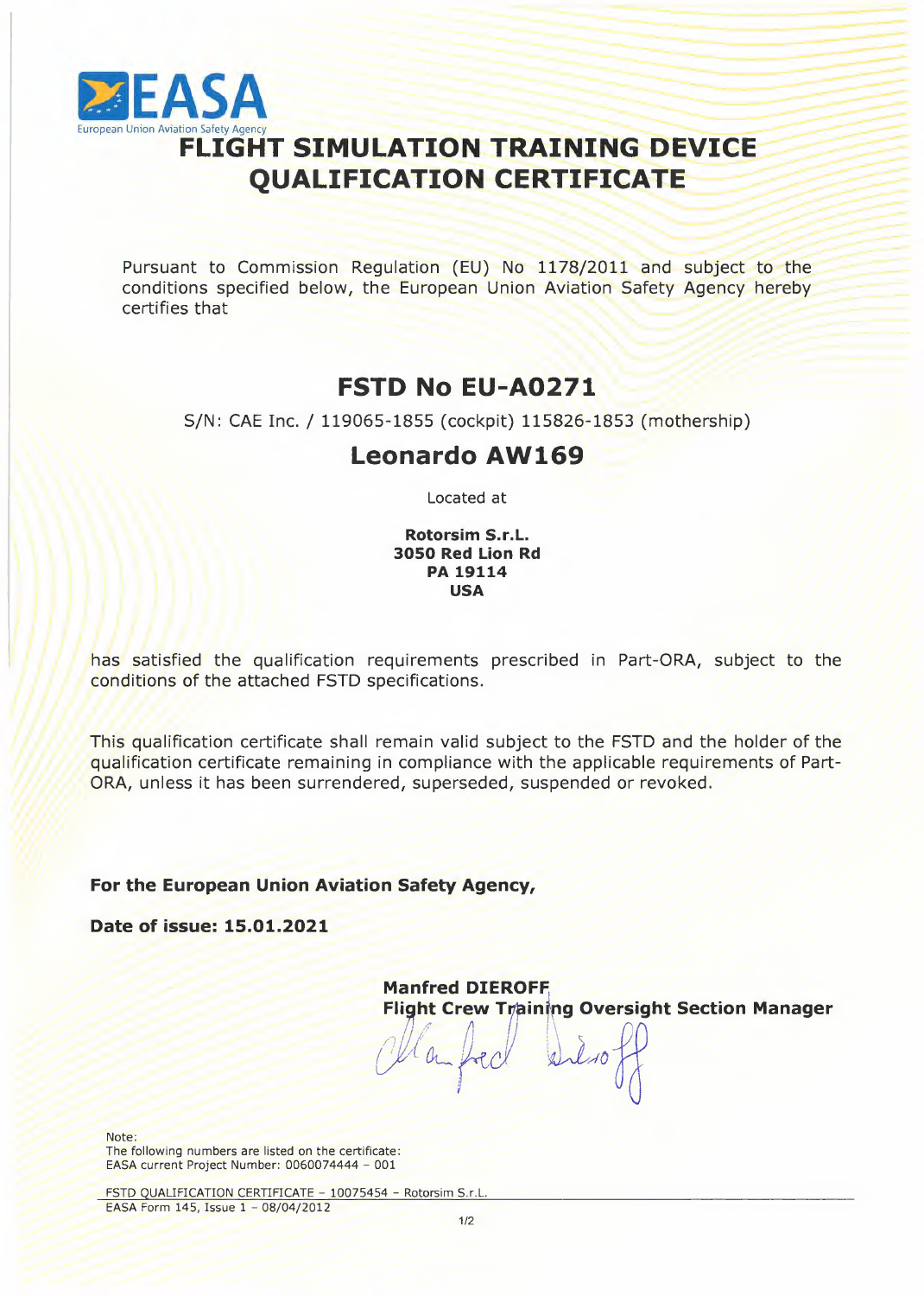EASA

European Union Aviation Safety Agency

# FLIGHT SIMULATION TRAINING DEVICE QUALIFICATION CERTIFICATE

Pursuant to Commission Regulation (EU) No 1178/2011 and subject to the conditions specified below, the European Union Aviation Safety Agency hereby certifies that

## FSTD No EU-A0271

S/N: CAE Inc. / 119065-1855 (cockpit) 115826-1853 (mothership)

## Leonardo AW169

Located at

**Rotorsim S.r.L.**
**3050 Red Lion Rd**
**PA 19114**
**USA**

has satisfied the qualification requirements prescribed in Part-ORA, subject to the conditions of the attached FSTD specifications.

This qualification certificate shall remain valid subject to the FSTD and the holder of the qualification certificate remaining in compliance with the applicable requirements of Part-ORA, unless it has been surrendered, superseded, suspended or revoked.

**For the European Union Aviation Safety Agency,**

**Date of issue: 15.01.2021**

**Manfred DIEROFF**
**Flight Crew Training Oversight Section Manager**

Note:
The following numbers are listed on the certificate:
EASA current Project Number: 0060074444 – 001

FSTD QUALIFICATION CERTIFICATE – 10075454 – Rotorsim S.r.L.
EASA Form 145, Issue 1 – 08/04/2012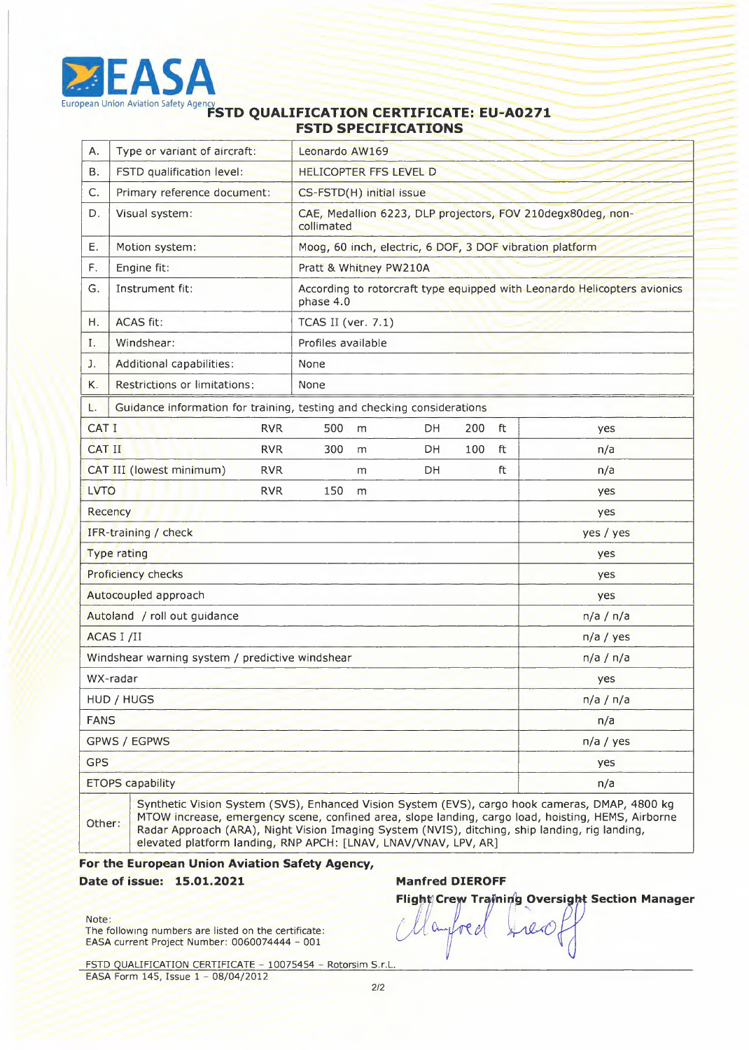EASA
European Union Aviation Safety Agency

# FSTD QUALIFICATION CERTIFICATE: EU-A0271
## FSTD SPECIFICATIONS

| | | |
|---|---|---|
| A. | Type or variant of aircraft: | Leonardo AW169 |
| B. | FSTD qualification level: | HELICOPTER FFS LEVEL D |
| C. | Primary reference document: | CS-FSTD(H) initial issue |
| D. | Visual system: | CAE, Medallion 6223, DLP projectors, FOV 210degx80deg, non-collimated |
| E. | Motion system: | Moog, 60 inch, electric, 6 DOF, 3 DOF vibration platform |
| F. | Engine fit: | Pratt & Whitney PW210A |
| G. | Instrument fit: | According to rotorcraft type equipped with Leonardo Helicopters avionics phase 4.0 |
| H. | ACAS fit: | TCAS II (ver. 7.1) |
| I. | Windshear: | Profiles available |
| J. | Additional capabilities: | None |
| K. | Restrictions or limitations: | None |

L. Guidance information for training, testing and checking considerations

| | | | | | | | |
|---|---|---|---|---|---|---|---|
| CAT I | RVR | 500 | m | DH | 200 | ft | yes |
| CAT II | RVR | 300 | m | DH | 100 | ft | n/a |
| CAT III (lowest minimum) | RVR | | m | DH | | ft | n/a |
| LVTO | RVR | 150 | m | | | | yes |
| Recency | | | | | | | yes |
| IFR-training / check | | | | | | | yes / yes |
| Type rating | | | | | | | yes |
| Proficiency checks | | | | | | | yes |
| Autocoupled approach | | | | | | | yes |
| Autoland / roll out guidance | | | | | | | n/a / n/a |
| ACAS I /II | | | | | | | n/a / yes |
| Windshear warning system / predictive windshear | | | | | | | n/a / n/a |
| WX-radar | | | | | | | yes |
| HUD / HUGS | | | | | | | n/a / n/a |
| FANS | | | | | | | n/a |
| GPWS / EGPWS | | | | | | | n/a / yes |
| GPS | | | | | | | yes |
| ETOPS capability | | | | | | | n/a |

Other: Synthetic Vision System (SVS), Enhanced Vision System (EVS), cargo hook cameras, DMAP, 4800 kg MTOW increase, emergency scene, confined area, slope landing, cargo load, hoisting, HEMS, Airborne Radar Approach (ARA), Night Vision Imaging System (NVIS), ditching, ship landing, rig landing, elevated platform landing, RNP APCH: [LNAV, LNAV/VNAV, LPV, AR]

**For the European Union Aviation Safety Agency,**

**Date of issue: 15.01.2021**

**Manfred DIEROFF**

**Flight Crew Training Oversight Section Manager**

Note:
The following numbers are listed on the certificate:
EASA current Project Number: 0060074444 – 001

FSTD QUALIFICATION CERTIFICATE – 10075454 – Rotorsim S.r.L.
EASA Form 145, Issue 1 – 08/04/2012